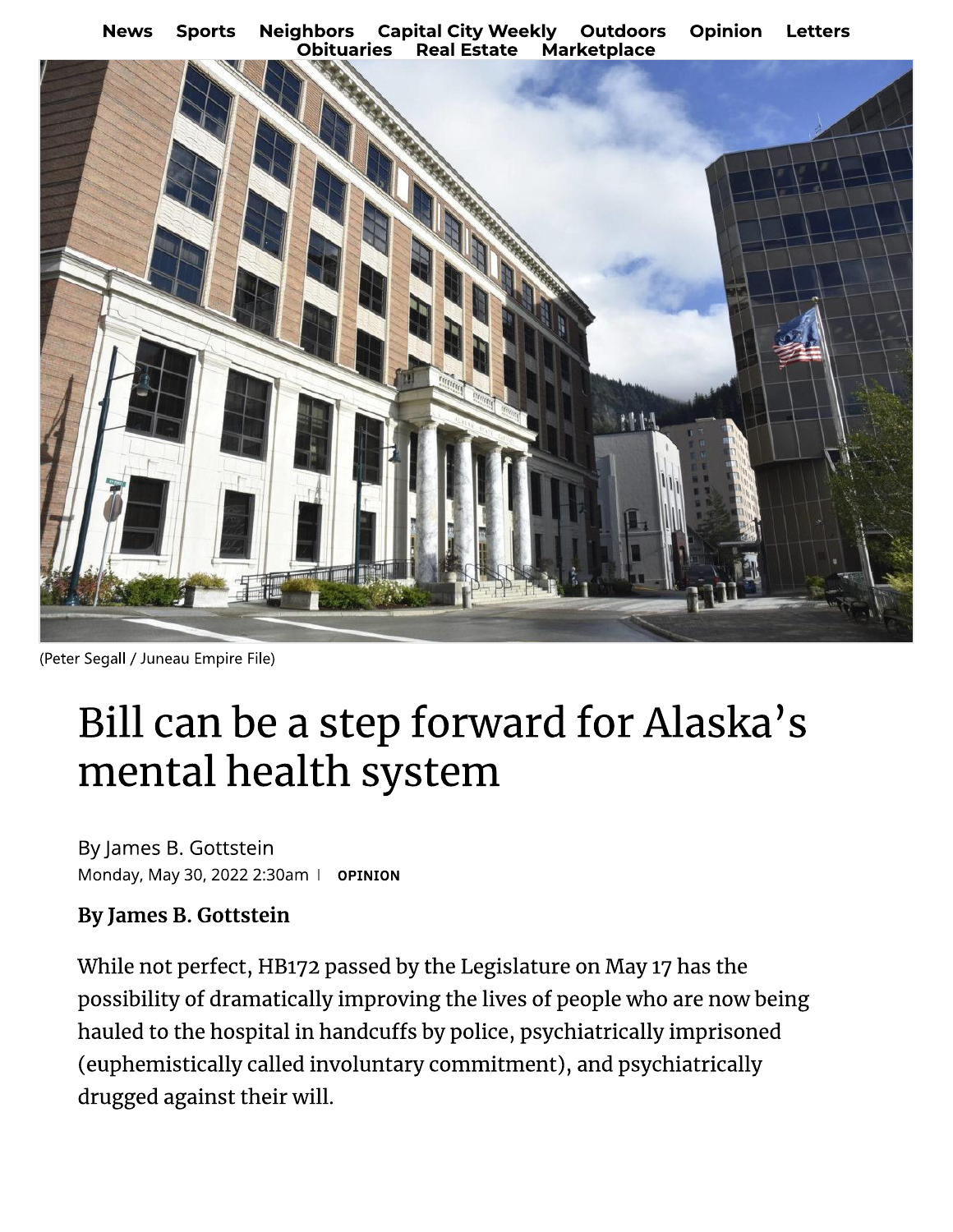News Sports Neighbors Capital City Weekly Outdoors Opinion Letters Obituaries Real Estate Marketplace

(Peter Segall / Juneau Empire File)

# Bill can be a step forward for Alaska's mental health system

By James B. Gottstein

Monday, May 30, 2022 2:30am | OPINION

**By James B. Gottstein**

While not perfect, HB172 passed by the Legislature on May 17 has the possibility of dramatically improving the lives of people who are now being hauled to the hospital in handcuffs by police, psychiatrically imprisoned (euphemistically called involuntary commitment), and psychiatrically drugged against their will.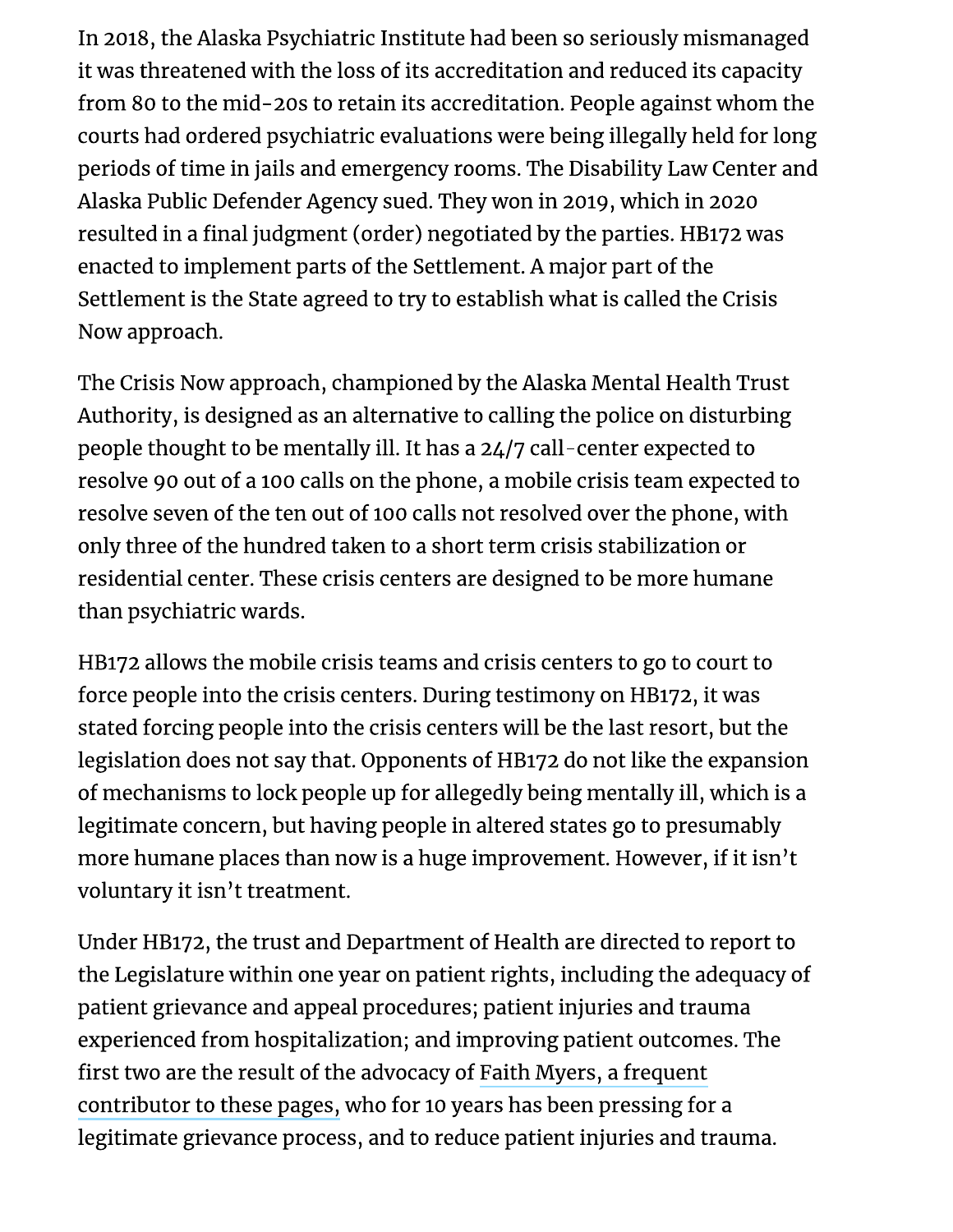In 2018, the Alaska Psychiatric Institute had been so seriously mismanaged it was threatened with the loss of its accreditation and reduced its capacity from 80 to the mid-20s to retain its accreditation. People against whom the courts had ordered psychiatric evaluations were being illegally held for long periods of time in jails and emergency rooms. The Disability Law Center and Alaska Public Defender Agency sued. They won in 2019, which in 2020 resulted in a final judgment (order) negotiated by the parties. HB172 was enacted to implement parts of the Settlement. A major part of the Settlement is the State agreed to try to establish what is called the Crisis Now approach.

The Crisis Now approach, championed by the Alaska Mental Health Trust Authority, is designed as an alternative to calling the police on disturbing people thought to be mentally ill. It has a 24/7 call-center expected to resolve 90 out of a 100 calls on the phone, a mobile crisis team expected to resolve seven of the ten out of 100 calls not resolved over the phone, with only three of the hundred taken to a short term crisis stabilization or residential center. These crisis centers are designed to be more humane than psychiatric wards.

HB172 allows the mobile crisis teams and crisis centers to go to court to force people into the crisis centers. During testimony on HB172, it was stated forcing people into the crisis centers will be the last resort, but the legislation does not say that. Opponents of HB172 do not like the expansion of mechanisms to lock people up for allegedly being mentally ill, which is a legitimate concern, but having people in altered states go to presumably more humane places than now is a huge improvement. However, if it isn't voluntary it isn't treatment.

Under HB172, the trust and Department of Health are directed to report to the Legislature within one year on patient rights, including the adequacy of patient grievance and appeal procedures; patient injuries and trauma experienced from hospitalization; and improving patient outcomes. The first two are the result of the advocacy of Faith Myers, a frequent contributor to these pages, who for 10 years has been pressing for a legitimate grievance process, and to reduce patient injuries and trauma.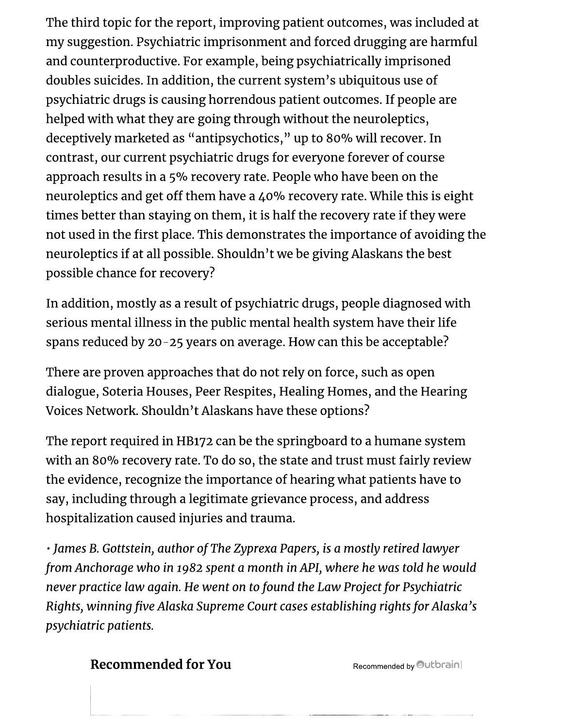The third topic for the report, improving patient outcomes, was included at my suggestion. Psychiatric imprisonment and forced drugging are harmful and counterproductive. For example, being psychiatrically imprisoned doubles suicides. In addition, the current system's ubiquitous use of psychiatric drugs is causing horrendous patient outcomes. If people are helped with what they are going through without the neuroleptics, deceptively marketed as "antipsychotics," up to 80% will recover. In contrast, our current psychiatric drugs for everyone forever of course approach results in a 5% recovery rate. People who have been on the neuroleptics and get off them have a 40% recovery rate. While this is eight times better than staying on them, it is half the recovery rate if they were not used in the first place. This demonstrates the importance of avoiding the neuroleptics if at all possible. Shouldn't we be giving Alaskans the best possible chance for recovery?

In addition, mostly as a result of psychiatric drugs, people diagnosed with serious mental illness in the public mental health system have their life spans reduced by 20-25 years on average. How can this be acceptable?

There are proven approaches that do not rely on force, such as open dialogue, Soteria Houses, Peer Respites, Healing Homes, and the Hearing Voices Network. Shouldn't Alaskans have these options?

The report required in HB172 can be the springboard to a humane system with an 80% recovery rate. To do so, the state and trust must fairly review the evidence, recognize the importance of hearing what patients have to say, including through a legitimate grievance process, and address hospitalization caused injuries and trauma.

*• James B. Gottstein, author of The Zyprexa Papers, is a mostly retired lawyer from Anchorage who in 1982 spent a month in API, where he was told he would never practice law again. He went on to found the Law Project for Psychiatric Rights, winning five Alaska Supreme Court cases establishing rights for Alaska's psychiatric patients.*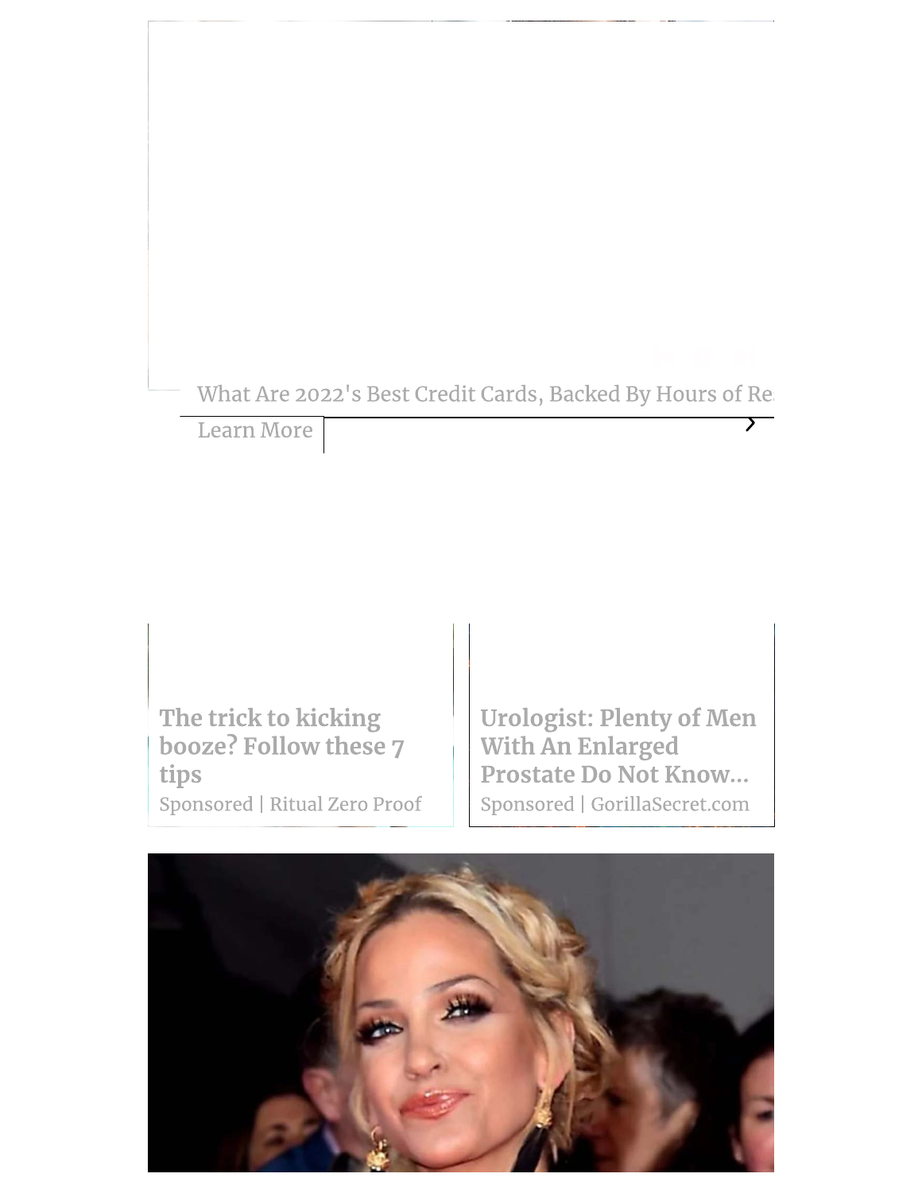What Are 2022's Best Credit Cards, Backed By Hours of Re

Learn More

**The trick to kicking booze? Follow these 7 tips**

Sponsored | Ritual Zero Proof

**Urologist: Plenty of Men With An Enlarged Prostate Do Not Know...**

Sponsored | GorillaSecret.com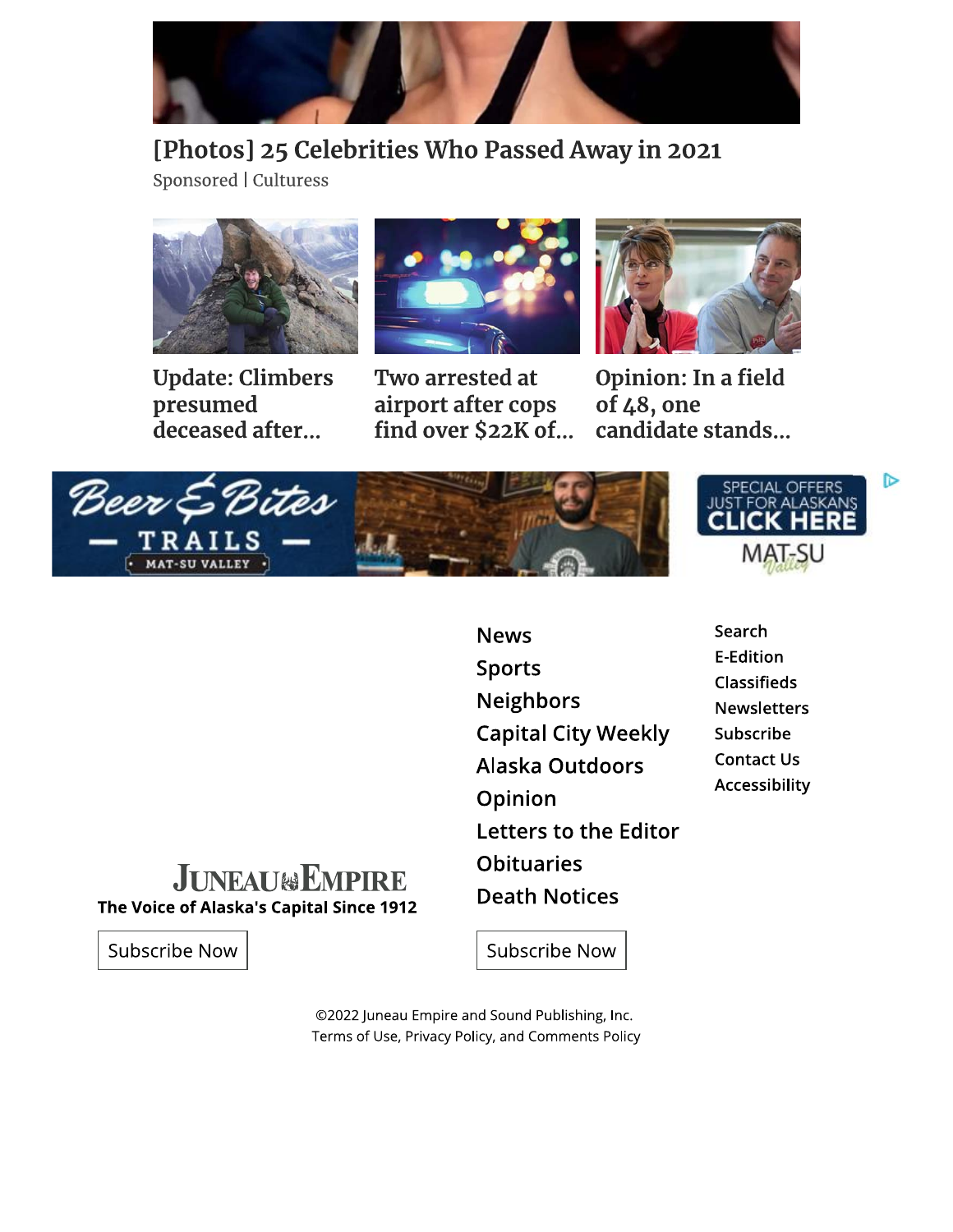[Photos] 25 Celebrities Who Passed Away in 2021

Sponsored | Culturess

Update: Climbers presumed deceased after...

Two arrested at airport after cops find over $22K of...

Opinion: In a field of 48, one candidate stands...

Beer & Bites TRAILS MAT-SU VALLEY

SPECIAL OFFERS JUST FOR ALASKANS CLICK HERE MAT-SU Valley

- News
- Sports
- Neighbors
- Capital City Weekly
- Alaska Outdoors
- Opinion
- Letters to the Editor
- Obituaries
- Death Notices

- Search
- E-Edition
- Classifieds
- Newsletters
- Subscribe
- Contact Us
- Accessibility

JUNEAU EMPIRE

The Voice of Alaska's Capital Since 1912

Subscribe Now

Subscribe Now

©2022 Juneau Empire and Sound Publishing, Inc.

Terms of Use, Privacy Policy, and Comments Policy